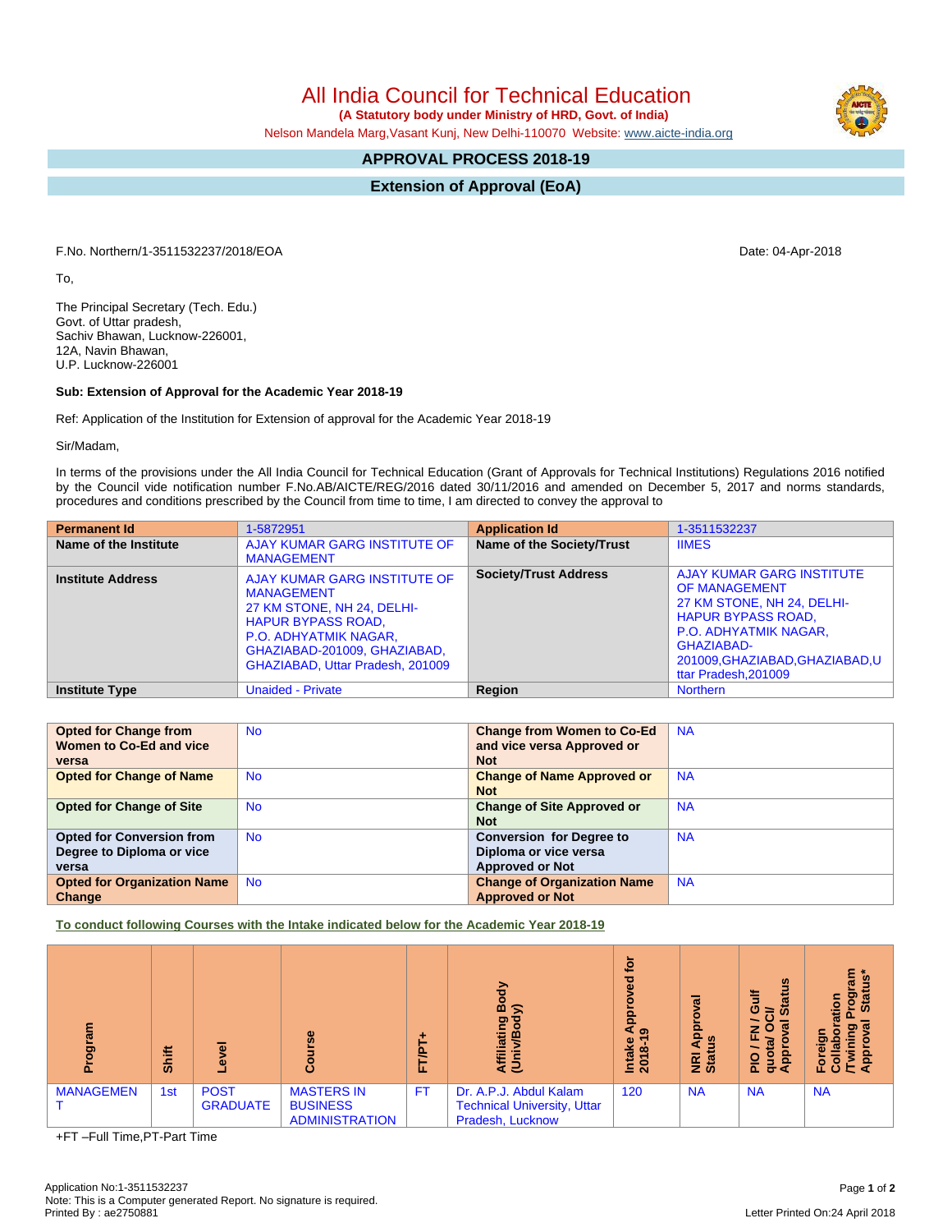# All India Council for Technical Education

**(A Statutory body under Ministry of HRD, Govt. of India)**

Nelson Mandela Marg,Vasant Kunj, New Delhi-110070 Website: www.aicte-india.org

## APPROVAL PROCESS 2018-19

## Extension of Approval (EoA)

F.No. Northern/1-3511532237/2018/EOA

Date: 04-Apr-2018

To,

The Principal Secretary (Tech. Edu.)
Govt. of Uttar pradesh,
Sachiv Bhawan, Lucknow-226001,
12A, Navin Bhawan,
U.P. Lucknow-226001

**Sub: Extension of Approval for the Academic Year 2018-19**

Ref: Application of the Institution for Extension of approval for the Academic Year 2018-19

Sir/Madam,

In terms of the provisions under the All India Council for Technical Education (Grant of Approvals for Technical Institutions) Regulations 2016 notified by the Council vide notification number F.No.AB/AICTE/REG/2016 dated 30/11/2016 and amended on December 5, 2017 and norms standards, procedures and conditions prescribed by the Council from time to time, I am directed to convey the approval to

| **Permanent Id** | 1-5872951 | **Application Id** | 1-3511532237 |
|---|---|---|---|
| **Name of the Institute** | AJAY KUMAR GARG INSTITUTE OF MANAGEMENT | **Name of the Society/Trust** | IIMES |
| **Institute Address** | AJAY KUMAR GARG INSTITUTE OF MANAGEMENT 27 KM STONE, NH 24, DELHI-HAPUR BYPASS ROAD, P.O. ADHYATMIK NAGAR, GHAZIABAD-201009, GHAZIABAD, GHAZIABAD, Uttar Pradesh, 201009 | **Society/Trust Address** | AJAY KUMAR GARG INSTITUTE OF MANAGEMENT 27 KM STONE, NH 24, DELHI-HAPUR BYPASS ROAD, P.O. ADHYATMIK NAGAR, GHAZIABAD-201009,GHAZIABAD,GHAZIABAD,Uttar Pradesh,201009 |
| **Institute Type** | Unaided - Private | **Region** | Northern |

| **Opted for Change from Women to Co-Ed and vice versa** | No | **Change from Women to Co-Ed and vice versa Approved or Not** | NA |
|---|---|---|---|
| **Opted for Change of Name** | No | **Change of Name Approved or Not** | NA |
| **Opted for Change of Site** | No | **Change of Site Approved or Not** | NA |
| **Opted for Conversion from Degree to Diploma or vice versa** | No | **Conversion for Degree to Diploma or vice versa Approved or Not** | NA |
| **Opted for Organization Name Change** | No | **Change of Organization Name Approved or Not** | NA |

**To conduct following Courses with the Intake indicated below for the Academic Year 2018-19**

| Program | Shift | Level | Course | FT/PT+ | Affiliating Body (Univ/Body) | Intake Approved for 2018-19 | NRI Approval Status | PIO / FN / Gulf quota/ OCI/ Approval Status | Foreign Collaboration /Twining Program Approval Status* |
|---|---|---|---|---|---|---|---|---|---|
| MANAGEMENT | 1st | POST GRADUATE | MASTERS IN BUSINESS ADMINISTRATION | FT | Dr. A.P.J. Abdul Kalam Technical University, Uttar Pradesh, Lucknow | 120 | NA | NA | NA |

+FT –Full Time,PT-Part Time

Application No:1-3511532237
Note: This is a Computer generated Report. No signature is required.
Printed By : ae2750881

Letter Printed On:24 April 2018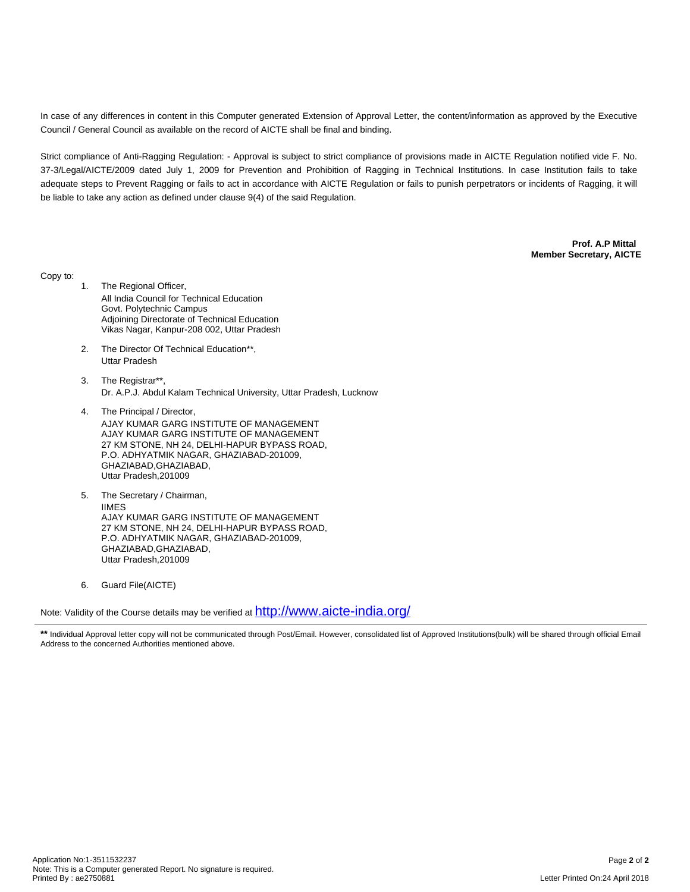In case of any differences in content in this Computer generated Extension of Approval Letter, the content/information as approved by the Executive Council / General Council as available on the record of AICTE shall be final and binding.

Strict compliance of Anti-Ragging Regulation: - Approval is subject to strict compliance of provisions made in AICTE Regulation notified vide F. No. 37-3/Legal/AICTE/2009 dated July 1, 2009 for Prevention and Prohibition of Ragging in Technical Institutions. In case Institution fails to take adequate steps to Prevent Ragging or fails to act in accordance with AICTE Regulation or fails to punish perpetrators or incidents of Ragging, it will be liable to take any action as defined under clause 9(4) of the said Regulation.

**Prof. A.P Mittal**
**Member Secretary, AICTE**

Copy to:

1. The Regional Officer,
   All India Council for Technical Education
   Govt. Polytechnic Campus
   Adjoining Directorate of Technical Education
   Vikas Nagar, Kanpur-208 002, Uttar Pradesh

2. The Director Of Technical Education**,
   Uttar Pradesh

3. The Registrar**,
   Dr. A.P.J. Abdul Kalam Technical University, Uttar Pradesh, Lucknow

4. The Principal / Director,
   AJAY KUMAR GARG INSTITUTE OF MANAGEMENT
   AJAY KUMAR GARG INSTITUTE OF MANAGEMENT
   27 KM STONE, NH 24, DELHI-HAPUR BYPASS ROAD,
   P.O. ADHYATMIK NAGAR, GHAZIABAD-201009,
   GHAZIABAD,GHAZIABAD,
   Uttar Pradesh,201009

5. The Secretary / Chairman,
   IIMES
   AJAY KUMAR GARG INSTITUTE OF MANAGEMENT
   27 KM STONE, NH 24, DELHI-HAPUR BYPASS ROAD,
   P.O. ADHYATMIK NAGAR, GHAZIABAD-201009,
   GHAZIABAD,GHAZIABAD,
   Uttar Pradesh,201009

6. Guard File(AICTE)

Note: Validity of the Course details may be verified at http://www.aicte-india.org/

---

** Individual Approval letter copy will not be communicated through Post/Email. However, consolidated list of Approved Institutions(bulk) will be shared through official Email Address to the concerned Authorities mentioned above.

Application No:1-3511532237
Note: This is a Computer generated Report. No signature is required.
Printed By : ae2750881

Letter Printed On:24 April 2018